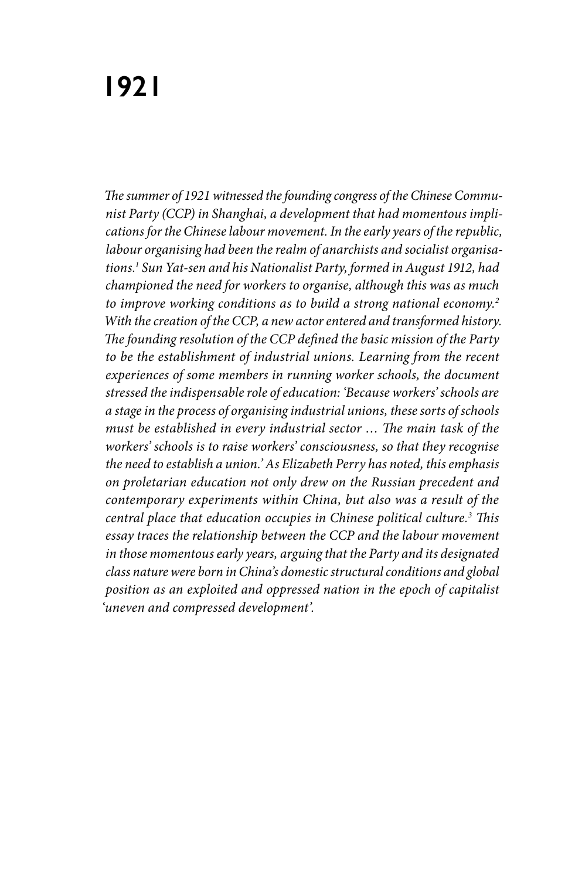# 1921

*The summer of 1921 witnessed the founding congress of the Chinese Communist Party (CCP) in Shanghai, a development that had momentous implications for the Chinese labour movement. In the early years of the republic, labour organising had been the realm of anarchists and socialist organisations.[1] Sun Yat-sen and his Nationalist Party, formed in August 1912, had championed the need for workers to organise, although this was as much to improve working conditions as to build a strong national economy.[2] With the creation of the CCP, a new actor entered and transformed history. The founding resolution of the CCP defined the basic mission of the Party to be the establishment of industrial unions. Learning from the recent experiences of some members in running worker schools, the document stressed the indispensable role of education: 'Because workers' schools are a stage in the process of organising industrial unions, these sorts of schools must be established in every industrial sector … The main task of the workers' schools is to raise workers' consciousness, so that they recognise the need to establish a union.' As Elizabeth Perry has noted, this emphasis on proletarian education not only drew on the Russian precedent and contemporary experiments within China, but also was a result of the central place that education occupies in Chinese political culture.[3] This essay traces the relationship between the CCP and the labour movement in those momentous early years, arguing that the Party and its designated class nature were born in China's domestic structural conditions and global position as an exploited and oppressed nation in the epoch of capitalist 'uneven and compressed development'.*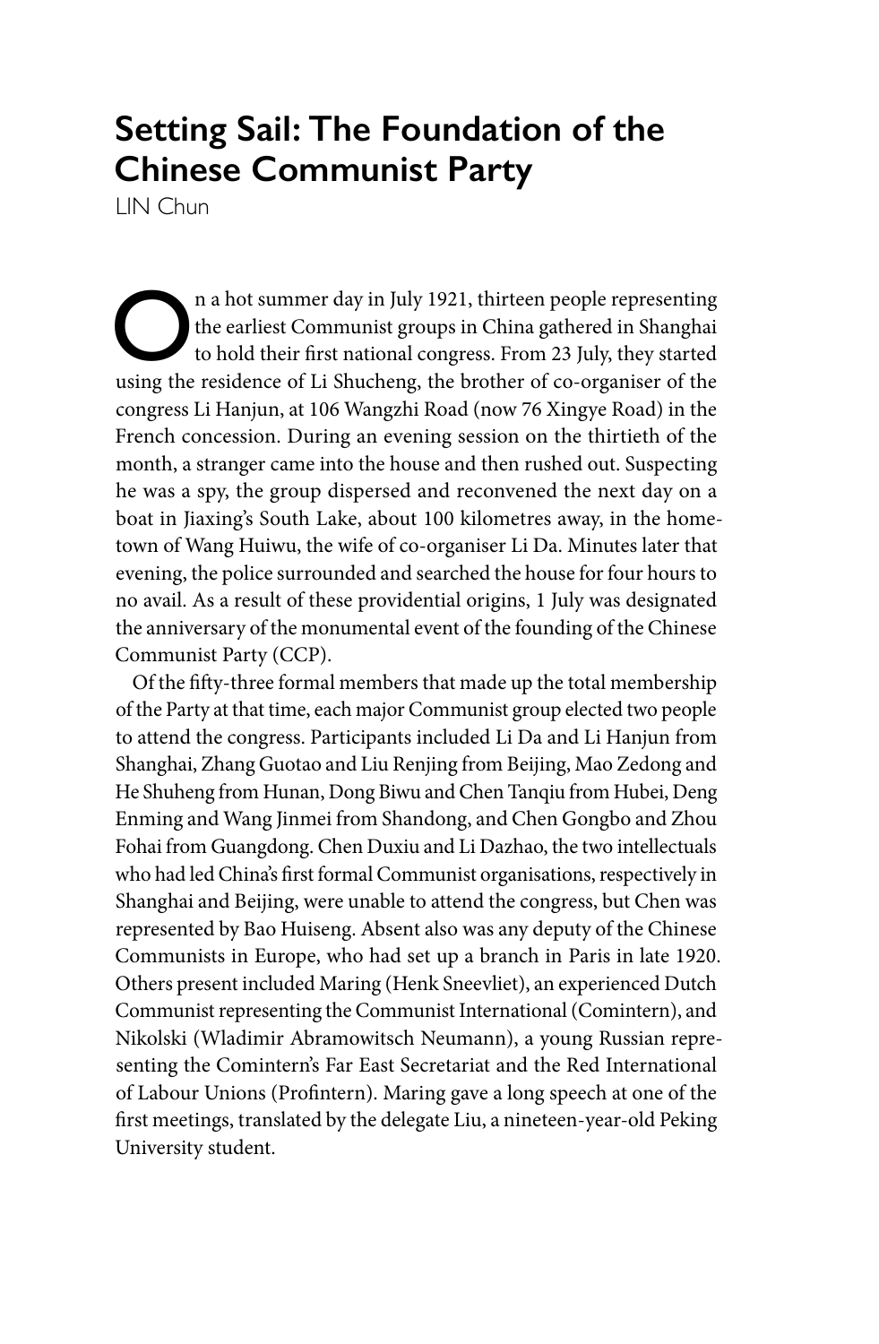# Setting Sail: The Foundation of the Chinese Communist Party

LIN Chun

On a hot summer day in July 1921, thirteen people representing the earliest Communist groups in China gathered in Shanghai to hold their first national congress. From 23 July, they started using the residence of Li Shucheng, the brother of co-organiser of the congress Li Hanjun, at 106 Wangzhi Road (now 76 Xingye Road) in the French concession. During an evening session on the thirtieth of the month, a stranger came into the house and then rushed out. Suspecting he was a spy, the group dispersed and reconvened the next day on a boat in Jiaxing's South Lake, about 100 kilometres away, in the hometown of Wang Huiwu, the wife of co-organiser Li Da. Minutes later that evening, the police surrounded and searched the house for four hours to no avail. As a result of these providential origins, 1 July was designated the anniversary of the monumental event of the founding of the Chinese Communist Party (CCP).

Of the fifty-three formal members that made up the total membership of the Party at that time, each major Communist group elected two people to attend the congress. Participants included Li Da and Li Hanjun from Shanghai, Zhang Guotao and Liu Renjing from Beijing, Mao Zedong and He Shuheng from Hunan, Dong Biwu and Chen Tanqiu from Hubei, Deng Enming and Wang Jinmei from Shandong, and Chen Gongbo and Zhou Fohai from Guangdong. Chen Duxiu and Li Dazhao, the two intellectuals who had led China's first formal Communist organisations, respectively in Shanghai and Beijing, were unable to attend the congress, but Chen was represented by Bao Huiseng. Absent also was any deputy of the Chinese Communists in Europe, who had set up a branch in Paris in late 1920. Others present included Maring (Henk Sneevliet), an experienced Dutch Communist representing the Communist International (Comintern), and Nikolski (Wladimir Abramowitsch Neumann), a young Russian representing the Comintern's Far East Secretariat and the Red International of Labour Unions (Profintern). Maring gave a long speech at one of the first meetings, translated by the delegate Liu, a nineteen-year-old Peking University student.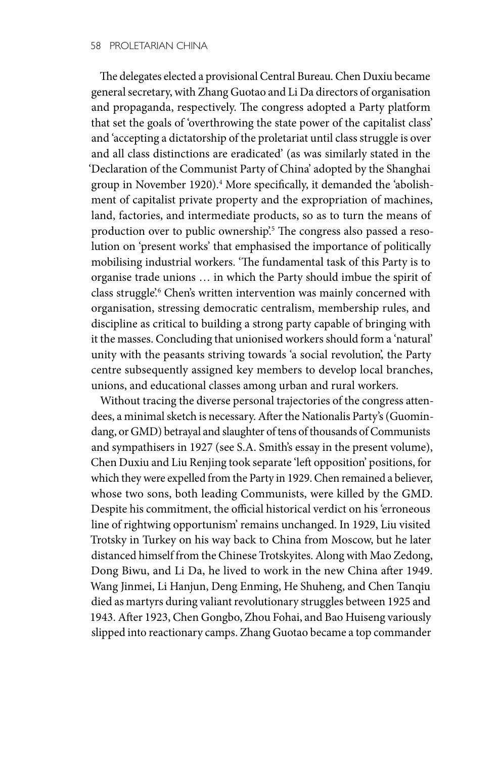The delegates elected a provisional Central Bureau. Chen Duxiu became general secretary, with Zhang Guotao and Li Da directors of organisation and propaganda, respectively. The congress adopted a Party platform that set the goals of 'overthrowing the state power of the capitalist class' and 'accepting a dictatorship of the proletariat until class struggle is over and all class distinctions are eradicated' (as was similarly stated in the 'Declaration of the Communist Party of China' adopted by the Shanghai group in November 1920).[4] More specifically, it demanded the 'abolishment of capitalist private property and the expropriation of machines, land, factories, and intermediate products, so as to turn the means of production over to public ownership'.[5] The congress also passed a resolution on 'present works' that emphasised the importance of politically mobilising industrial workers. 'The fundamental task of this Party is to organise trade unions … in which the Party should imbue the spirit of class struggle'.[6] Chen's written intervention was mainly concerned with organisation, stressing democratic centralism, membership rules, and discipline as critical to building a strong party capable of bringing with it the masses. Concluding that unionised workers should form a 'natural' unity with the peasants striving towards 'a social revolution', the Party centre subsequently assigned key members to develop local branches, unions, and educational classes among urban and rural workers.

Without tracing the diverse personal trajectories of the congress attendees, a minimal sketch is necessary. After the Nationalis Party's (Guomindang, or GMD) betrayal and slaughter of tens of thousands of Communists and sympathisers in 1927 (see S.A. Smith's essay in the present volume), Chen Duxiu and Liu Renjing took separate 'left opposition' positions, for which they were expelled from the Party in 1929. Chen remained a believer, whose two sons, both leading Communists, were killed by the GMD. Despite his commitment, the official historical verdict on his 'erroneous line of rightwing opportunism' remains unchanged. In 1929, Liu visited Trotsky in Turkey on his way back to China from Moscow, but he later distanced himself from the Chinese Trotskyites. Along with Mao Zedong, Dong Biwu, and Li Da, he lived to work in the new China after 1949. Wang Jinmei, Li Hanjun, Deng Enming, He Shuheng, and Chen Tanqiu died as martyrs during valiant revolutionary struggles between 1925 and 1943. After 1923, Chen Gongbo, Zhou Fohai, and Bao Huiseng variously slipped into reactionary camps. Zhang Guotao became a top commander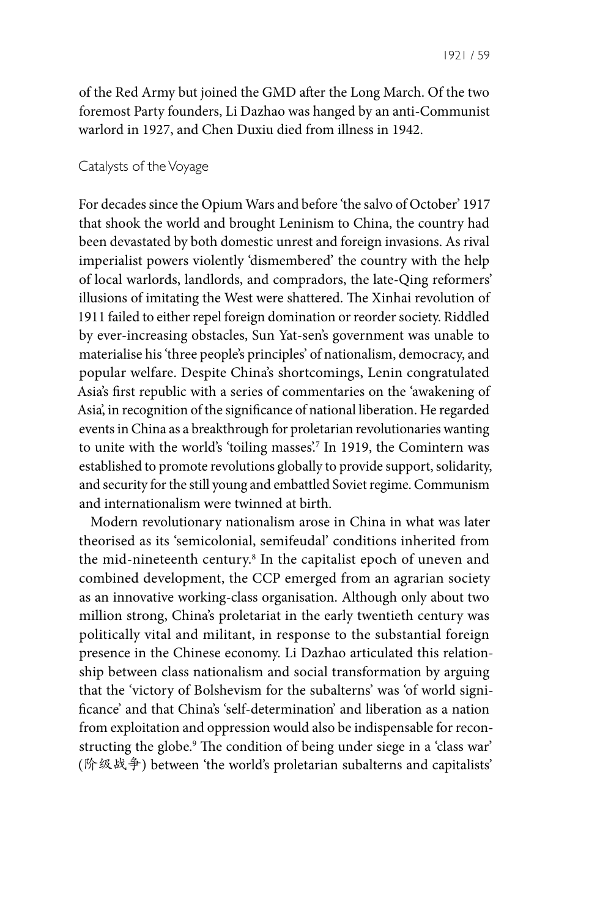of the Red Army but joined the GMD after the Long March. Of the two foremost Party founders, Li Dazhao was hanged by an anti-Communist warlord in 1927, and Chen Duxiu died from illness in 1942.

## Catalysts of the Voyage

For decades since the Opium Wars and before 'the salvo of October' 1917 that shook the world and brought Leninism to China, the country had been devastated by both domestic unrest and foreign invasions. As rival imperialist powers violently 'dismembered' the country with the help of local warlords, landlords, and compradors, the late-Qing reformers' illusions of imitating the West were shattered. The Xinhai revolution of 1911 failed to either repel foreign domination or reorder society. Riddled by ever-increasing obstacles, Sun Yat-sen's government was unable to materialise his 'three people's principles' of nationalism, democracy, and popular welfare. Despite China's shortcomings, Lenin congratulated Asia's first republic with a series of commentaries on the 'awakening of Asia', in recognition of the significance of national liberation. He regarded events in China as a breakthrough for proletarian revolutionaries wanting to unite with the world's 'toiling masses'.[7] In 1919, the Comintern was established to promote revolutions globally to provide support, solidarity, and security for the still young and embattled Soviet regime. Communism and internationalism were twinned at birth.

Modern revolutionary nationalism arose in China in what was later theorised as its 'semicolonial, semifeudal' conditions inherited from the mid-nineteenth century.[8] In the capitalist epoch of uneven and combined development, the CCP emerged from an agrarian society as an innovative working-class organisation. Although only about two million strong, China's proletariat in the early twentieth century was politically vital and militant, in response to the substantial foreign presence in the Chinese economy. Li Dazhao articulated this relationship between class nationalism and social transformation by arguing that the 'victory of Bolshevism for the subalterns' was 'of world significance' and that China's 'self-determination' and liberation as a nation from exploitation and oppression would also be indispensable for reconstructing the globe.[9] The condition of being under siege in a 'class war' (阶级战争) between 'the world's proletarian subalterns and capitalists'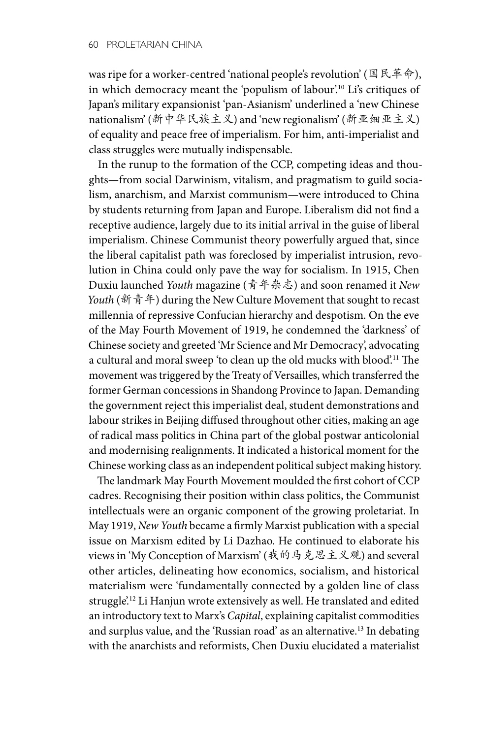was ripe for a worker-centred 'national people's revolution' (国民革命), in which democracy meant the 'populism of labour'.[10] Li's critiques of Japan's military expansionist 'pan-Asianism' underlined a 'new Chinese nationalism' (新中华民族主义) and 'new regionalism' (新亚细亚主义) of equality and peace free of imperialism. For him, anti-imperialist and class struggles were mutually indispensable.

In the runup to the formation of the CCP, competing ideas and thoughts—from social Darwinism, vitalism, and pragmatism to guild socialism, anarchism, and Marxist communism—were introduced to China by students returning from Japan and Europe. Liberalism did not find a receptive audience, largely due to its initial arrival in the guise of liberal imperialism. Chinese Communist theory powerfully argued that, since the liberal capitalist path was foreclosed by imperialist intrusion, revolution in China could only pave the way for socialism. In 1915, Chen Duxiu launched *Youth* magazine (青年杂志) and soon renamed it *New Youth* (新青年) during the New Culture Movement that sought to recast millennia of repressive Confucian hierarchy and despotism. On the eve of the May Fourth Movement of 1919, he condemned the 'darkness' of Chinese society and greeted 'Mr Science and Mr Democracy', advocating a cultural and moral sweep 'to clean up the old mucks with blood'.[11] The movement was triggered by the Treaty of Versailles, which transferred the former German concessions in Shandong Province to Japan. Demanding the government reject this imperialist deal, student demonstrations and labour strikes in Beijing diffused throughout other cities, making an age of radical mass politics in China part of the global postwar anticolonial and modernising realignments. It indicated a historical moment for the Chinese working class as an independent political subject making history.

The landmark May Fourth Movement moulded the first cohort of CCP cadres. Recognising their position within class politics, the Communist intellectuals were an organic component of the growing proletariat. In May 1919, *New Youth* became a firmly Marxist publication with a special issue on Marxism edited by Li Dazhao. He continued to elaborate his views in 'My Conception of Marxism' (我的马克思主义观) and several other articles, delineating how economics, socialism, and historical materialism were 'fundamentally connected by a golden line of class struggle'.[12] Li Hanjun wrote extensively as well. He translated and edited an introductory text to Marx's *Capital*, explaining capitalist commodities and surplus value, and the 'Russian road' as an alternative.[13] In debating with the anarchists and reformists, Chen Duxiu elucidated a materialist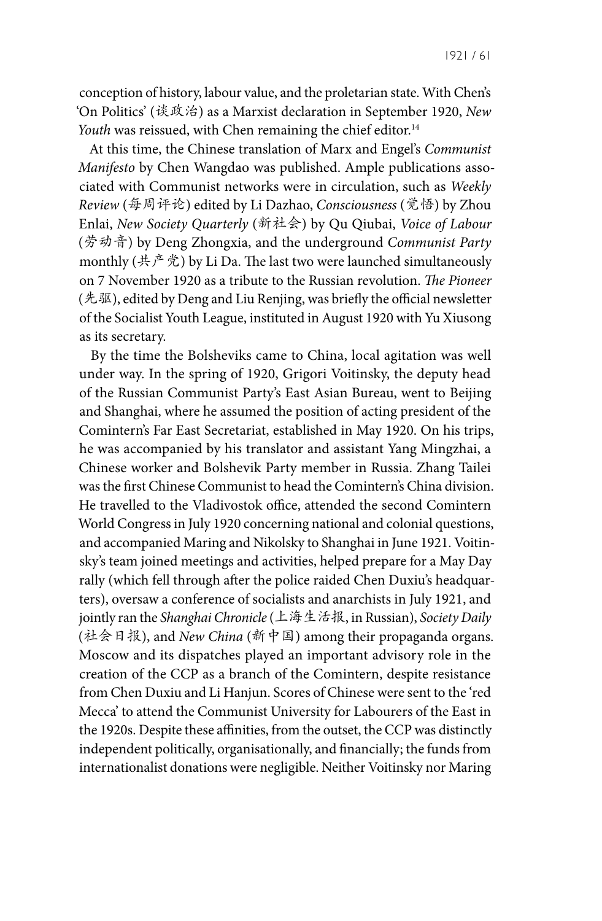conception of history, labour value, and the proletarian state. With Chen's 'On Politics' (谈政治) as a Marxist declaration in September 1920, *New Youth* was reissued, with Chen remaining the chief editor.[14]

At this time, the Chinese translation of Marx and Engel's *Communist Manifesto* by Chen Wangdao was published. Ample publications associated with Communist networks were in circulation, such as *Weekly Review* (每周评论) edited by Li Dazhao, *Consciousness* (觉悟) by Zhou Enlai, *New Society Quarterly* (新社会) by Qu Qiubai, *Voice of Labour* (劳动音) by Deng Zhongxia, and the underground *Communist Party* monthly (共产党) by Li Da. The last two were launched simultaneously on 7 November 1920 as a tribute to the Russian revolution. *The Pioneer* (先驱), edited by Deng and Liu Renjing, was briefly the official newsletter of the Socialist Youth League, instituted in August 1920 with Yu Xiusong as its secretary.

By the time the Bolsheviks came to China, local agitation was well under way. In the spring of 1920, Grigori Voitinsky, the deputy head of the Russian Communist Party's East Asian Bureau, went to Beijing and Shanghai, where he assumed the position of acting president of the Comintern's Far East Secretariat, established in May 1920. On his trips, he was accompanied by his translator and assistant Yang Mingzhai, a Chinese worker and Bolshevik Party member in Russia. Zhang Tailei was the first Chinese Communist to head the Comintern's China division. He travelled to the Vladivostok office, attended the second Comintern World Congress in July 1920 concerning national and colonial questions, and accompanied Maring and Nikolsky to Shanghai in June 1921. Voitinsky's team joined meetings and activities, helped prepare for a May Day rally (which fell through after the police raided Chen Duxiu's headquarters), oversaw a conference of socialists and anarchists in July 1921, and jointly ran the *Shanghai Chronicle* (上海生活报, in Russian), *Society Daily* (社会日报), and *New China* (新中国) among their propaganda organs. Moscow and its dispatches played an important advisory role in the creation of the CCP as a branch of the Comintern, despite resistance from Chen Duxiu and Li Hanjun. Scores of Chinese were sent to the 'red Mecca' to attend the Communist University for Labourers of the East in the 1920s. Despite these affinities, from the outset, the CCP was distinctly independent politically, organisationally, and financially; the funds from internationalist donations were negligible. Neither Voitinsky nor Maring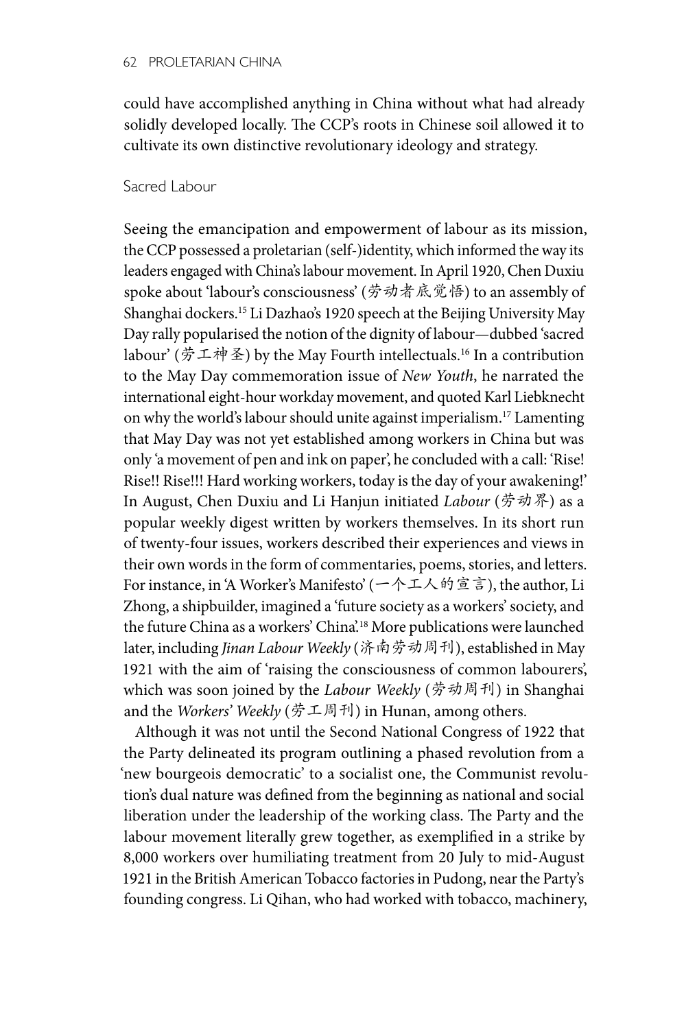could have accomplished anything in China without what had already solidly developed locally. The CCP's roots in Chinese soil allowed it to cultivate its own distinctive revolutionary ideology and strategy.

## Sacred Labour

Seeing the emancipation and empowerment of labour as its mission, the CCP possessed a proletarian (self-)identity, which informed the way its leaders engaged with China's labour movement. In April 1920, Chen Duxiu spoke about 'labour's consciousness' (劳动者底觉悟) to an assembly of Shanghai dockers.[15] Li Dazhao's 1920 speech at the Beijing University May Day rally popularised the notion of the dignity of labour—dubbed 'sacred labour' (劳工神圣) by the May Fourth intellectuals.[16] In a contribution to the May Day commemoration issue of *New Youth*, he narrated the international eight-hour workday movement, and quoted Karl Liebknecht on why the world's labour should unite against imperialism.[17] Lamenting that May Day was not yet established among workers in China but was only 'a movement of pen and ink on paper', he concluded with a call: 'Rise! Rise!! Rise!!! Hard working workers, today is the day of your awakening!' In August, Chen Duxiu and Li Hanjun initiated *Labour* (劳动界) as a popular weekly digest written by workers themselves. In its short run of twenty-four issues, workers described their experiences and views in their own words in the form of commentaries, poems, stories, and letters. For instance, in 'A Worker's Manifesto' (一个工人的宣言), the author, Li Zhong, a shipbuilder, imagined a 'future society as a workers' society, and the future China as a workers' China'.[18] More publications were launched later, including *Jinan Labour Weekly* (济南劳动周刊), established in May 1921 with the aim of 'raising the consciousness of common labourers', which was soon joined by the *Labour Weekly* (劳动周刊) in Shanghai and the *Workers' Weekly* (劳工周刊) in Hunan, among others.

Although it was not until the Second National Congress of 1922 that the Party delineated its program outlining a phased revolution from a 'new bourgeois democratic' to a socialist one, the Communist revolution's dual nature was defined from the beginning as national and social liberation under the leadership of the working class. The Party and the labour movement literally grew together, as exemplified in a strike by 8,000 workers over humiliating treatment from 20 July to mid-August 1921 in the British American Tobacco factories in Pudong, near the Party's founding congress. Li Qihan, who had worked with tobacco, machinery,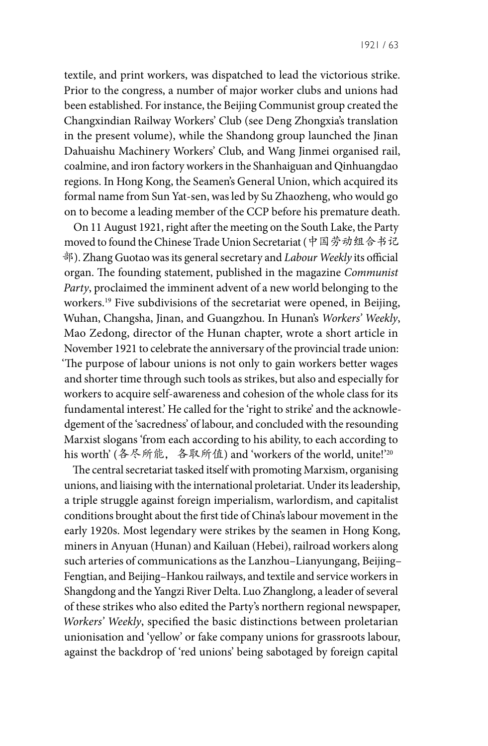textile, and print workers, was dispatched to lead the victorious strike. Prior to the congress, a number of major worker clubs and unions had been established. For instance, the Beijing Communist group created the Changxindian Railway Workers' Club (see Deng Zhongxia's translation in the present volume), while the Shandong group launched the Jinan Dahuaishu Machinery Workers' Club, and Wang Jinmei organised rail, coalmine, and iron factory workers in the Shanhaiguan and Qinhuangdao regions. In Hong Kong, the Seamen's General Union, which acquired its formal name from Sun Yat-sen, was led by Su Zhaozheng, who would go on to become a leading member of the CCP before his premature death.

On 11 August 1921, right after the meeting on the South Lake, the Party moved to found the Chinese Trade Union Secretariat (中国劳动组合书记部). Zhang Guotao was its general secretary and *Labour Weekly* its official organ. The founding statement, published in the magazine *Communist Party*, proclaimed the imminent advent of a new world belonging to the workers.[19] Five subdivisions of the secretariat were opened, in Beijing, Wuhan, Changsha, Jinan, and Guangzhou. In Hunan's *Workers' Weekly*, Mao Zedong, director of the Hunan chapter, wrote a short article in November 1921 to celebrate the anniversary of the provincial trade union: 'The purpose of labour unions is not only to gain workers better wages and shorter time through such tools as strikes, but also and especially for workers to acquire self-awareness and cohesion of the whole class for its fundamental interest.' He called for the 'right to strike' and the acknowledgement of the 'sacredness' of labour, and concluded with the resounding Marxist slogans 'from each according to his ability, to each according to his worth' (各尽所能，各取所值) and 'workers of the world, unite!'[20]

The central secretariat tasked itself with promoting Marxism, organising unions, and liaising with the international proletariat. Under its leadership, a triple struggle against foreign imperialism, warlordism, and capitalist conditions brought about the first tide of China's labour movement in the early 1920s. Most legendary were strikes by the seamen in Hong Kong, miners in Anyuan (Hunan) and Kailuan (Hebei), railroad workers along such arteries of communications as the Lanzhou–Lianyungang, Beijing–Fengtian, and Beijing–Hankou railways, and textile and service workers in Shangdong and the Yangzi River Delta. Luo Zhanglong, a leader of several of these strikes who also edited the Party's northern regional newspaper, *Workers' Weekly*, specified the basic distinctions between proletarian unionisation and 'yellow' or fake company unions for grassroots labour, against the backdrop of 'red unions' being sabotaged by foreign capital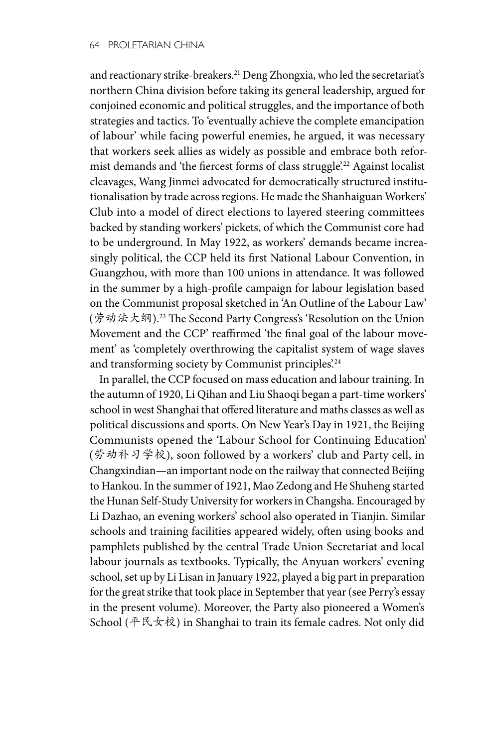and reactionary strike-breakers.[21] Deng Zhongxia, who led the secretariat's northern China division before taking its general leadership, argued for conjoined economic and political struggles, and the importance of both strategies and tactics. To 'eventually achieve the complete emancipation of labour' while facing powerful enemies, he argued, it was necessary that workers seek allies as widely as possible and embrace both reformist demands and 'the fiercest forms of class struggle'.[22] Against localist cleavages, Wang Jinmei advocated for democratically structured institutionalisation by trade across regions. He made the Shanhaiguan Workers' Club into a model of direct elections to layered steering committees backed by standing workers' pickets, of which the Communist core had to be underground. In May 1922, as workers' demands became increasingly political, the CCP held its first National Labour Convention, in Guangzhou, with more than 100 unions in attendance. It was followed in the summer by a high-profile campaign for labour legislation based on the Communist proposal sketched in 'An Outline of the Labour Law' (劳动法大纲).[23] The Second Party Congress's 'Resolution on the Union Movement and the CCP' reaffirmed 'the final goal of the labour movement' as 'completely overthrowing the capitalist system of wage slaves and transforming society by Communist principles'.[24]

In parallel, the CCP focused on mass education and labour training. In the autumn of 1920, Li Qihan and Liu Shaoqi began a part-time workers' school in west Shanghai that offered literature and maths classes as well as political discussions and sports. On New Year's Day in 1921, the Beijing Communists opened the 'Labour School for Continuing Education' (劳动补习学校), soon followed by a workers' club and Party cell, in Changxindian—an important node on the railway that connected Beijing to Hankou. In the summer of 1921, Mao Zedong and He Shuheng started the Hunan Self-Study University for workers in Changsha. Encouraged by Li Dazhao, an evening workers' school also operated in Tianjin. Similar schools and training facilities appeared widely, often using books and pamphlets published by the central Trade Union Secretariat and local labour journals as textbooks. Typically, the Anyuan workers' evening school, set up by Li Lisan in January 1922, played a big part in preparation for the great strike that took place in September that year (see Perry's essay in the present volume). Moreover, the Party also pioneered a Women's School (平民女校) in Shanghai to train its female cadres. Not only did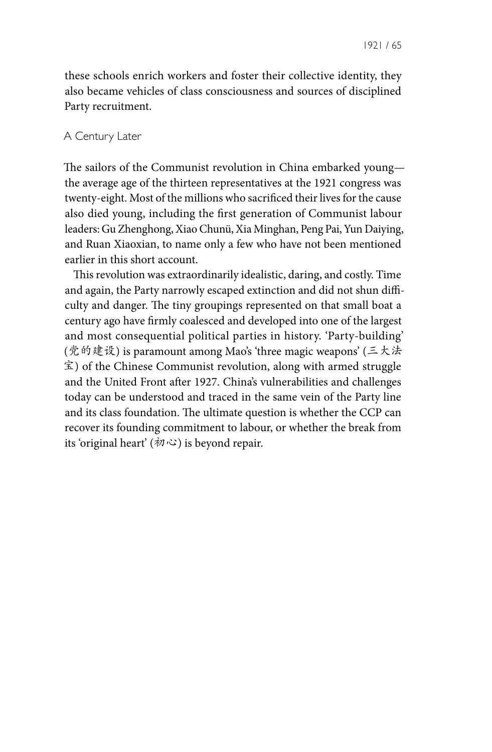these schools enrich workers and foster their collective identity, they also became vehicles of class consciousness and sources of disciplined Party recruitment.

## A Century Later

The sailors of the Communist revolution in China embarked young—the average age of the thirteen representatives at the 1921 congress was twenty-eight. Most of the millions who sacrificed their lives for the cause also died young, including the first generation of Communist labour leaders: Gu Zhenghong, Xiao Chunü, Xia Minghan, Peng Pai, Yun Daiying, and Ruan Xiaoxian, to name only a few who have not been mentioned earlier in this short account.

This revolution was extraordinarily idealistic, daring, and costly. Time and again, the Party narrowly escaped extinction and did not shun difficulty and danger. The tiny groupings represented on that small boat a century ago have firmly coalesced and developed into one of the largest and most consequential political parties in history. 'Party-building' (党的建设) is paramount among Mao's 'three magic weapons' (三大法宝) of the Chinese Communist revolution, along with armed struggle and the United Front after 1927. China's vulnerabilities and challenges today can be understood and traced in the same vein of the Party line and its class foundation. The ultimate question is whether the CCP can recover its founding commitment to labour, or whether the break from its 'original heart' (初心) is beyond repair.